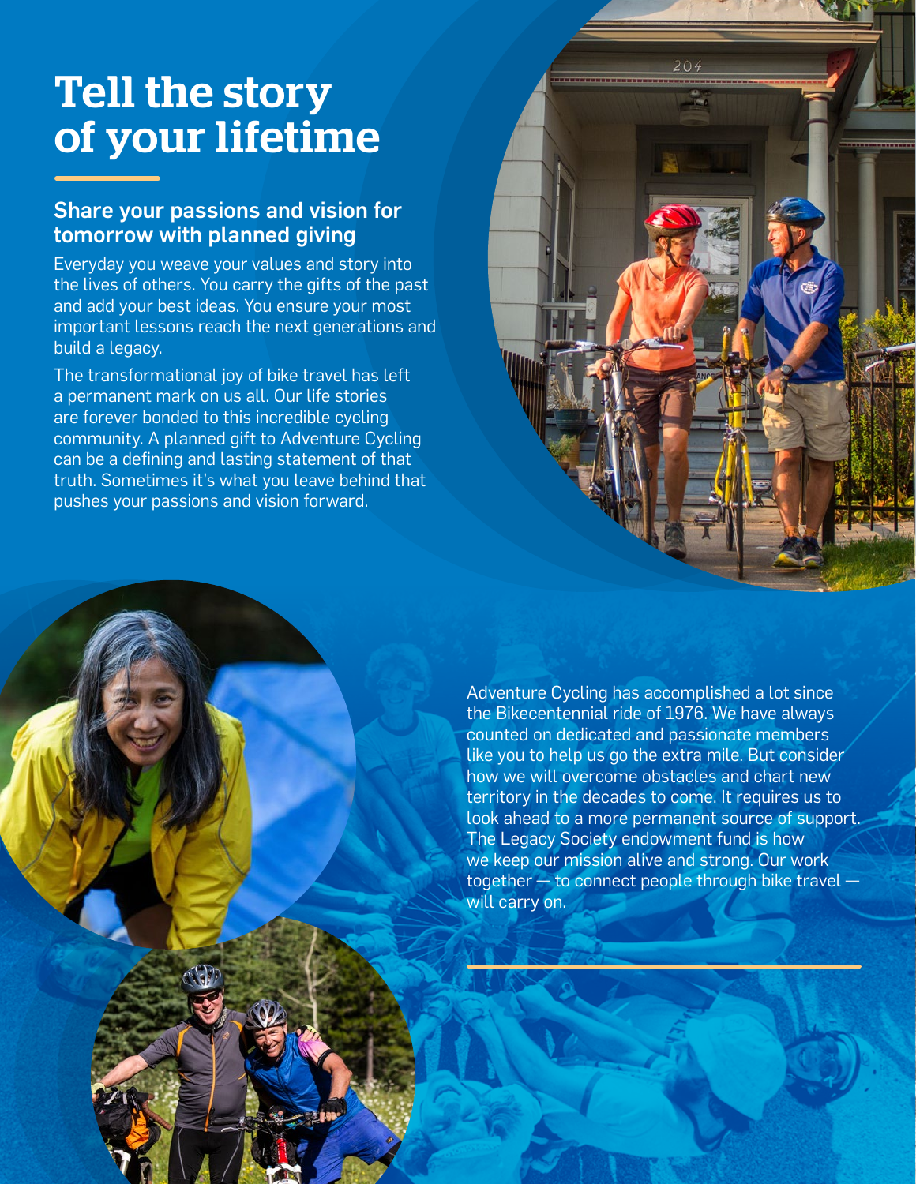# Tell the story of your lifetime

## Share your passions and vision for tomorrow with planned giving

Everyday you weave your values and story into the lives of others. You carry the gifts of the past and add your best ideas. You ensure your most important lessons reach the next generations and build a legacy.

The transformational joy of bike travel has left a permanent mark on us all. Our life stories are forever bonded to this incredible cycling community. A planned gift to Adventure Cycling can be a defining and lasting statement of that truth. Sometimes it's what you leave behind that pushes your passions and vision forward.

Adventure Cycling has accomplished a lot since the Bikecentennial ride of 1976. We have always counted on dedicated and passionate members like you to help us go the extra mile. But consider how we will overcome obstacles and chart new territory in the decades to come. It requires us to look ahead to a more permanent source of support. The Legacy Society endowment fund is how we keep our mission alive and strong. Our work together — to connect people through bike travel — will carry on.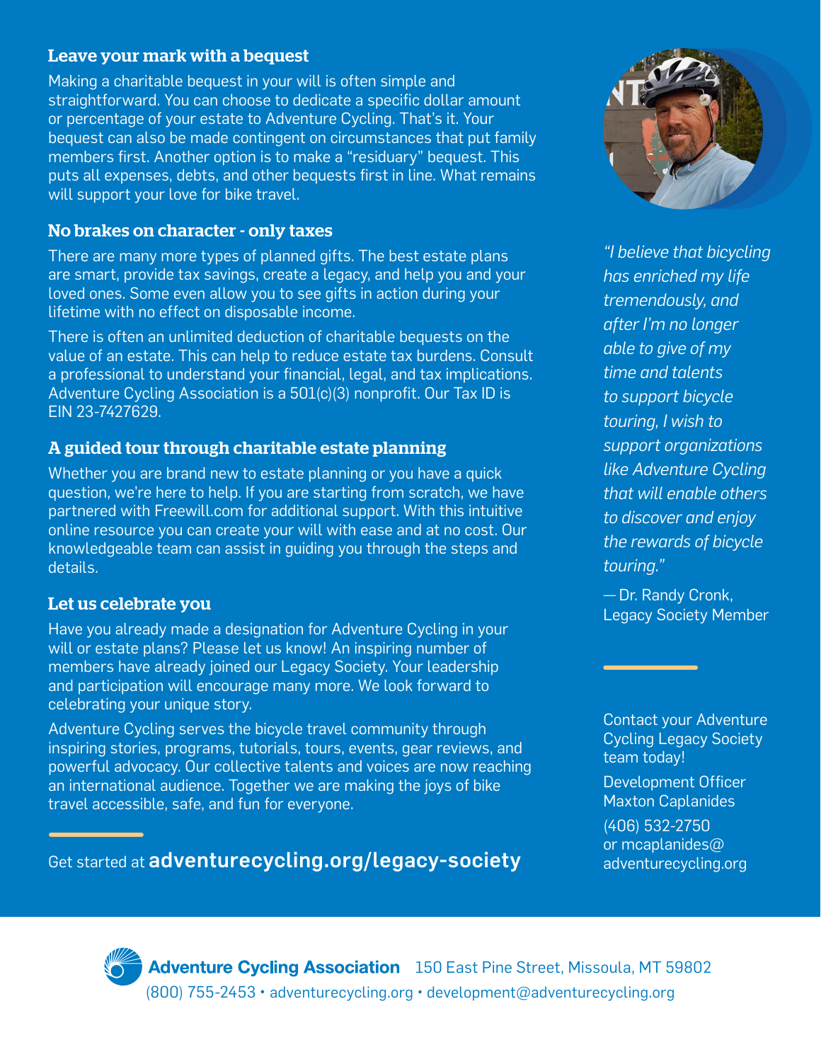## Leave your mark with a bequest

Making a charitable bequest in your will is often simple and straightforward. You can choose to dedicate a specific dollar amount or percentage of your estate to Adventure Cycling. That's it. Your bequest can also be made contingent on circumstances that put family members first. Another option is to make a "residuary" bequest. This puts all expenses, debts, and other bequests first in line. What remains will support your love for bike travel.

## No brakes on character - only taxes

There are many more types of planned gifts. The best estate plans are smart, provide tax savings, create a legacy, and help you and your loved ones. Some even allow you to see gifts in action during your lifetime with no effect on disposable income.

There is often an unlimited deduction of charitable bequests on the value of an estate. This can help to reduce estate tax burdens. Consult a professional to understand your financial, legal, and tax implications. Adventure Cycling Association is a 501(c)(3) nonprofit. Our Tax ID is EIN 23-7427629.

## A guided tour through charitable estate planning

Whether you are brand new to estate planning or you have a quick question, we're here to help. If you are starting from scratch, we have partnered with Freewill.com for additional support. With this intuitive online resource you can create your will with ease and at no cost. Our knowledgeable team can assist in guiding you through the steps and details.

## Let us celebrate you

Have you already made a designation for Adventure Cycling in your will or estate plans? Please let us know! An inspiring number of members have already joined our Legacy Society. Your leadership and participation will encourage many more. We look forward to celebrating your unique story.

Adventure Cycling serves the bicycle travel community through inspiring stories, programs, tutorials, tours, events, gear reviews, and powerful advocacy. Our collective talents and voices are now reaching an international audience. Together we are making the joys of bike travel accessible, safe, and fun for everyone.

Get started at **adventurecycling.org/legacy-society**

*"I believe that bicycling has enriched my life tremendously, and after I'm no longer able to give of my time and talents to support bicycle touring, I wish to support organizations like Adventure Cycling that will enable others to discover and enjoy the rewards of bicycle touring."*

— Dr. Randy Cronk, Legacy Society Member

Contact your Adventure Cycling Legacy Society team today!

Development Officer Maxton Caplanides

(406) 532-2750 or mcaplanides@adventurecycling.org

**Adventure Cycling Association** 150 East Pine Street, Missoula, MT 59802
(800) 755-2453 • adventurecycling.org • development@adventurecycling.org